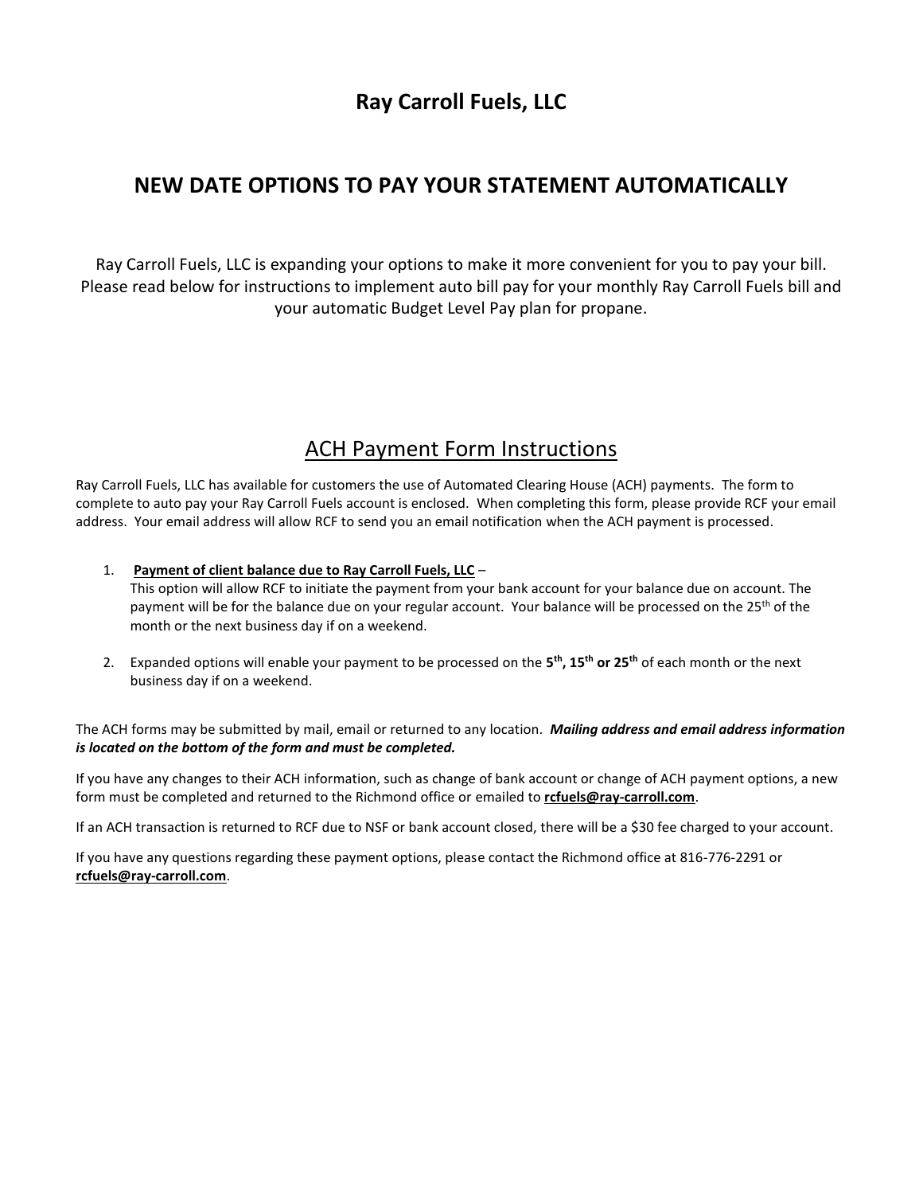# Ray Carroll Fuels, LLC

## NEW DATE OPTIONS TO PAY YOUR STATEMENT AUTOMATICALLY

Ray Carroll Fuels, LLC is expanding your options to make it more convenient for you to pay your bill. Please read below for instructions to implement auto bill pay for your monthly Ray Carroll Fuels bill and your automatic Budget Level Pay plan for propane.

## ACH Payment Form Instructions

Ray Carroll Fuels, LLC has available for customers the use of Automated Clearing House (ACH) payments. The form to complete to auto pay your Ray Carroll Fuels account is enclosed. When completing this form, please provide RCF your email address. Your email address will allow RCF to send you an email notification when the ACH payment is processed.

1. **Payment of client balance due to Ray Carroll Fuels, LLC** – This option will allow RCF to initiate the payment from your bank account for your balance due on account. The payment will be for the balance due on your regular account. Your balance will be processed on the 25th of the month or the next business day if on a weekend.
2. Expanded options will enable your payment to be processed on the **5th, 15th or 25th** of each month or the next business day if on a weekend.

The ACH forms may be submitted by mail, email or returned to any location. ***Mailing address and email address information is located on the bottom of the form and must be completed.***

If you have any changes to their ACH information, such as change of bank account or change of ACH payment options, a new form must be completed and returned to the Richmond office or emailed to **rcfuels@ray-carroll.com**.

If an ACH transaction is returned to RCF due to NSF or bank account closed, there will be a $30 fee charged to your account.

If you have any questions regarding these payment options, please contact the Richmond office at 816-776-2291 or **rcfuels@ray-carroll.com**.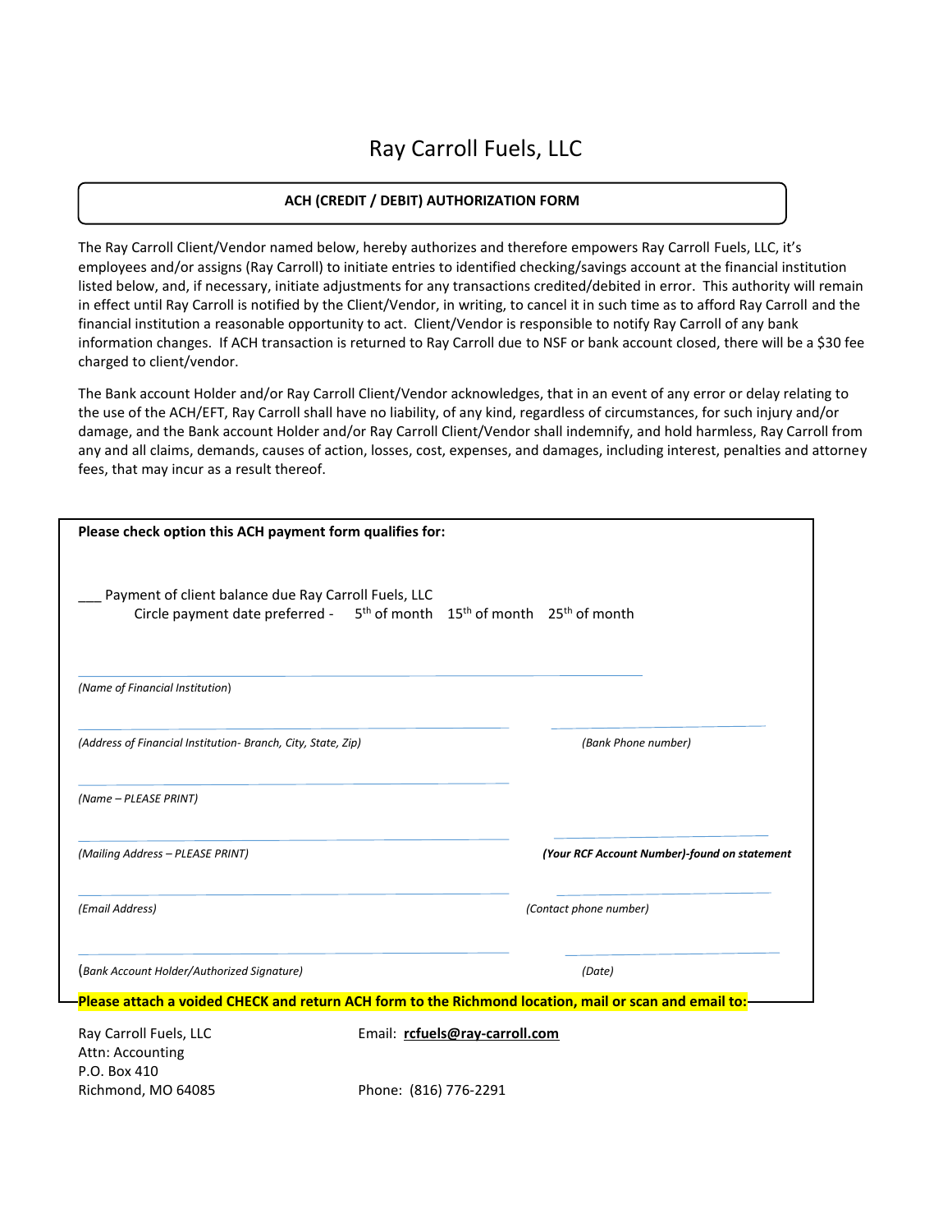# Ray Carroll Fuels, LLC

**ACH (CREDIT / DEBIT) AUTHORIZATION FORM**

The Ray Carroll Client/Vendor named below, hereby authorizes and therefore empowers Ray Carroll Fuels, LLC, it's employees and/or assigns (Ray Carroll) to initiate entries to identified checking/savings account at the financial institution listed below, and, if necessary, initiate adjustments for any transactions credited/debited in error. This authority will remain in effect until Ray Carroll is notified by the Client/Vendor, in writing, to cancel it in such time as to afford Ray Carroll and the financial institution a reasonable opportunity to act. Client/Vendor is responsible to notify Ray Carroll of any bank information changes. If ACH transaction is returned to Ray Carroll due to NSF or bank account closed, there will be a $30 fee charged to client/vendor.

The Bank account Holder and/or Ray Carroll Client/Vendor acknowledges, that in an event of any error or delay relating to the use of the ACH/EFT, Ray Carroll shall have no liability, of any kind, regardless of circumstances, for such injury and/or damage, and the Bank account Holder and/or Ray Carroll Client/Vendor shall indemnify, and hold harmless, Ray Carroll from any and all claims, demands, causes of action, losses, cost, expenses, and damages, including interest, penalties and attorney fees, that may incur as a result thereof.

**Please check option this ACH payment form qualifies for:**

___ Payment of client balance due Ray Carroll Fuels, LLC

Circle payment date preferred - 5th of month 15th of month 25th of month

_______________________________________________

*(Name of Financial Institution)*

_______________________________________________ _______________________

*(Address of Financial Institution- Branch, City, State, Zip)* *(Bank Phone number)*

_______________________________________________

*(Name – PLEASE PRINT)*

_______________________________________________ _______________________

*(Mailing Address – PLEASE PRINT)* ***(Your RCF Account Number)-found on statement***

_______________________________________________ _______________________

*(Email Address)* *(Contact phone number)*

_______________________________________________ _______________________

*(Bank Account Holder/Authorized Signature)* *(Date)*

**Please attach a voided CHECK and return ACH form to the Richmond location, mail or scan and email to:**

Ray Carroll Fuels, LLC
Attn: Accounting
P.O. Box 410
Richmond, MO 64085

Email: **rcfuels@ray-carroll.com**

Phone: (816) 776-2291